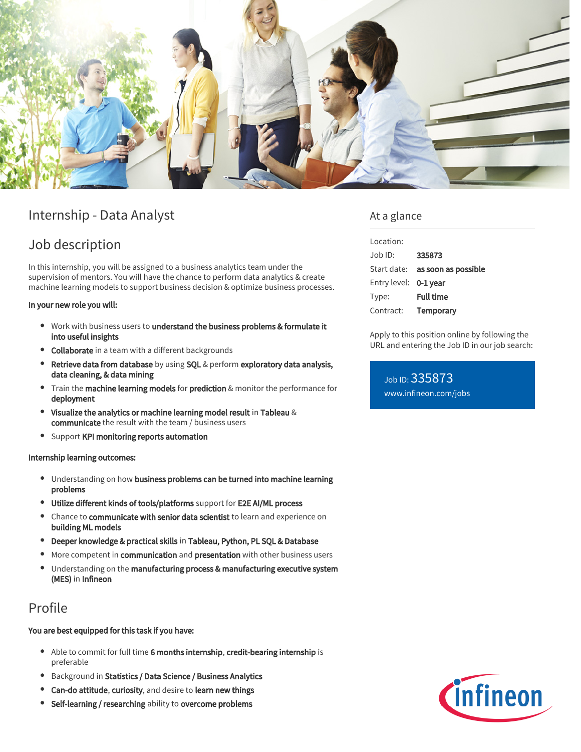# Internship - Data Analyst

## Job description

In this internship, you will be assigned to a business analytics team under the supervision of mentors. You will have the chance to perform data analytics & create machine learning models to support business decision & optimize business processes.

**In your new role you will:**

- Work with business users to **understand the business problems & formulate it into useful insights**
- **Collaborate** in a team with a different backgrounds
- **Retrieve data from database** by using **SQL** & perform **exploratory data analysis, data cleaning, & data mining**
- Train the **machine learning models** for **prediction** & monitor the performance for **deployment**
- **Visualize the analytics or machine learning model result** in **Tableau** & **communicate** the result with the team / business users
- Support **KPI monitoring reports automation**

**Internship learning outcomes:**

- Understanding on how **business problems can be turned into machine learning problems**
- **Utilize different kinds of tools/platforms** support for **E2E AI/ML process**
- Chance to **communicate with senior data scientist** to learn and experience on **building ML models**
- **Deeper knowledge & practical skills** in **Tableau, Python, PL SQL & Database**
- More competent in **communication** and **presentation** with other business users
- Understanding on the **manufacturing process & manufacturing executive system (MES)** in **Infineon**

## Profile

**You are best equipped for this task if you have:**

- Able to commit for full time **6 months internship**, **credit-bearing internship** is preferable
- Background in **Statistics / Data Science / Business Analytics**
- **Can-do attitude**, **curiosity**, and desire to **learn new things**
- **Self-learning / researching** ability to **overcome problems**

## At a glance

| | |
|---|---|
| Location: | |
| Job ID: | **335873** |
| Start date: | **as soon as possible** |
| Entry level: | **0-1 year** |
| Type: | **Full time** |
| Contract: | **Temporary** |

Apply to this position online by following the URL and entering the Job ID in our job search:

Job ID: 335873
www.infineon.com/jobs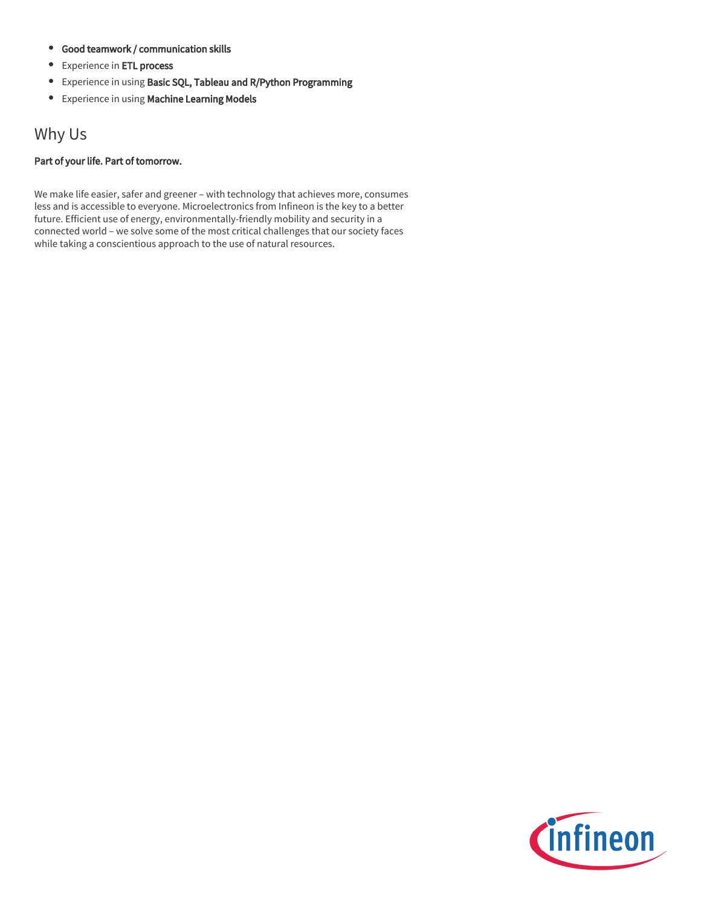- **Good teamwork / communication skills**
- Experience in **ETL process**
- Experience in using **Basic SQL, Tableau and R/Python Programming**
- Experience in using **Machine Learning Models**

## Why Us

**Part of your life. Part of tomorrow.**

We make life easier, safer and greener – with technology that achieves more, consumes less and is accessible to everyone. Microelectronics from Infineon is the key to a better future. Efficient use of energy, environmentally-friendly mobility and security in a connected world – we solve some of the most critical challenges that our society faces while taking a conscientious approach to the use of natural resources.